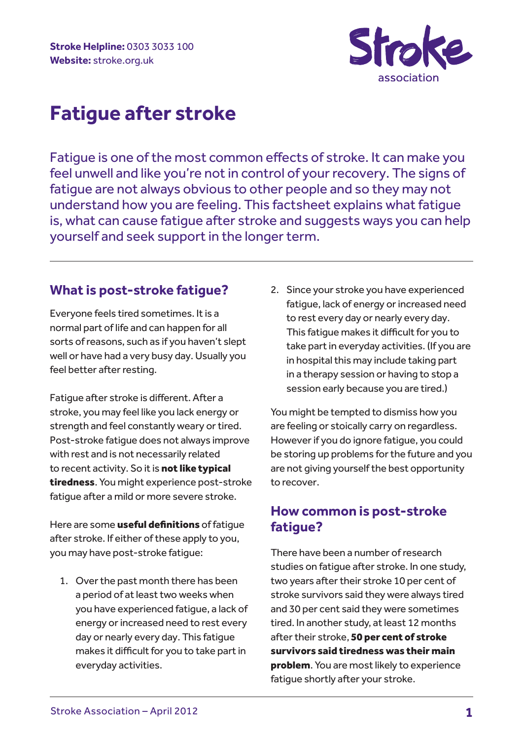**Stroke Helpline:** 0303 3033 100
**Website:** stroke.org.uk

# Fatigue after stroke

Fatigue is one of the most common effects of stroke. It can make you feel unwell and like you're not in control of your recovery. The signs of fatigue are not always obvious to other people and so they may not understand how you are feeling. This factsheet explains what fatigue is, what can cause fatigue after stroke and suggests ways you can help yourself and seek support in the longer term.

## What is post-stroke fatigue?

Everyone feels tired sometimes. It is a normal part of life and can happen for all sorts of reasons, such as if you haven't slept well or have had a very busy day. Usually you feel better after resting.

Fatigue after stroke is different. After a stroke, you may feel like you lack energy or strength and feel constantly weary or tired. Post-stroke fatigue does not always improve with rest and is not necessarily related to recent activity. So it is **not like typical tiredness**. You might experience post-stroke fatigue after a mild or more severe stroke.

Here are some **useful definitions** of fatigue after stroke. If either of these apply to you, you may have post-stroke fatigue:

1. Over the past month there has been a period of at least two weeks when you have experienced fatigue, a lack of energy or increased need to rest every day or nearly every day. This fatigue makes it difficult for you to take part in everyday activities.
2. Since your stroke you have experienced fatigue, lack of energy or increased need to rest every day or nearly every day. This fatigue makes it difficult for you to take part in everyday activities. (If you are in hospital this may include taking part in a therapy session or having to stop a session early because you are tired.)

You might be tempted to dismiss how you are feeling or stoically carry on regardless. However if you do ignore fatigue, you could be storing up problems for the future and you are not giving yourself the best opportunity to recover.

## How common is post-stroke fatigue?

There have been a number of research studies on fatigue after stroke. In one study, two years after their stroke 10 per cent of stroke survivors said they were always tired and 30 per cent said they were sometimes tired. In another study, at least 12 months after their stroke, **50 per cent of stroke survivors said tiredness was their main problem**. You are most likely to experience fatigue shortly after your stroke.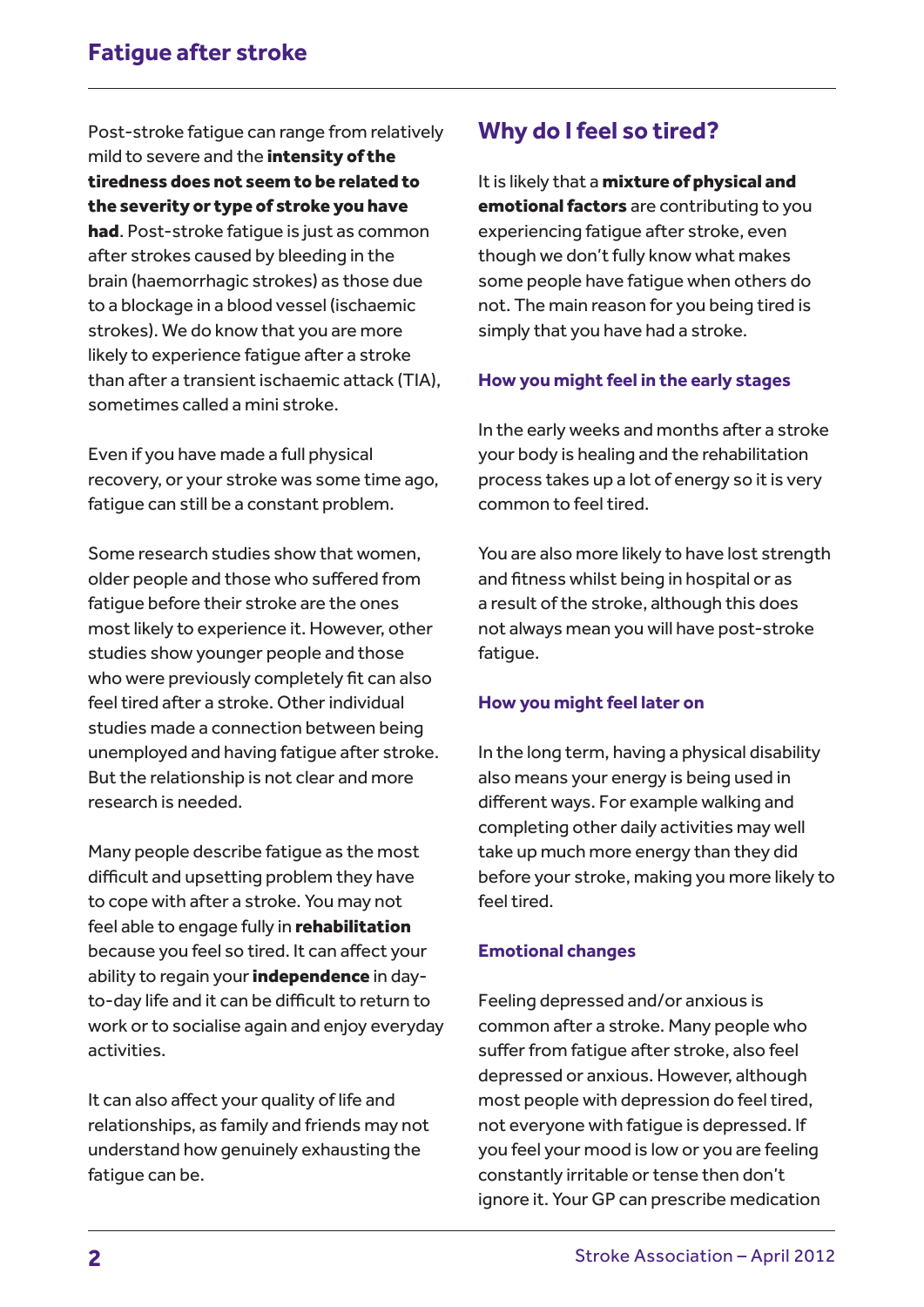Post-stroke fatigue can range from relatively mild to severe and the **intensity of the tiredness does not seem to be related to the severity or type of stroke you have had**. Post-stroke fatigue is just as common after strokes caused by bleeding in the brain (haemorrhagic strokes) as those due to a blockage in a blood vessel (ischaemic strokes). We do know that you are more likely to experience fatigue after a stroke than after a transient ischaemic attack (TIA), sometimes called a mini stroke.

Even if you have made a full physical recovery, or your stroke was some time ago, fatigue can still be a constant problem.

Some research studies show that women, older people and those who suffered from fatigue before their stroke are the ones most likely to experience it. However, other studies show younger people and those who were previously completely fit can also feel tired after a stroke. Other individual studies made a connection between being unemployed and having fatigue after stroke. But the relationship is not clear and more research is needed.

Many people describe fatigue as the most difficult and upsetting problem they have to cope with after a stroke. You may not feel able to engage fully in **rehabilitation** because you feel so tired. It can affect your ability to regain your **independence** in day-to-day life and it can be difficult to return to work or to socialise again and enjoy everyday activities.

It can also affect your quality of life and relationships, as family and friends may not understand how genuinely exhausting the fatigue can be.

## Why do I feel so tired?

It is likely that a **mixture of physical and emotional factors** are contributing to you experiencing fatigue after stroke, even though we don't fully know what makes some people have fatigue when others do not. The main reason for you being tired is simply that you have had a stroke.

### How you might feel in the early stages

In the early weeks and months after a stroke your body is healing and the rehabilitation process takes up a lot of energy so it is very common to feel tired.

You are also more likely to have lost strength and fitness whilst being in hospital or as a result of the stroke, although this does not always mean you will have post-stroke fatigue.

### How you might feel later on

In the long term, having a physical disability also means your energy is being used in different ways. For example walking and completing other daily activities may well take up much more energy than they did before your stroke, making you more likely to feel tired.

### Emotional changes

Feeling depressed and/or anxious is common after a stroke. Many people who suffer from fatigue after stroke, also feel depressed or anxious. However, although most people with depression do feel tired, not everyone with fatigue is depressed. If you feel your mood is low or you are feeling constantly irritable or tense then don't ignore it. Your GP can prescribe medication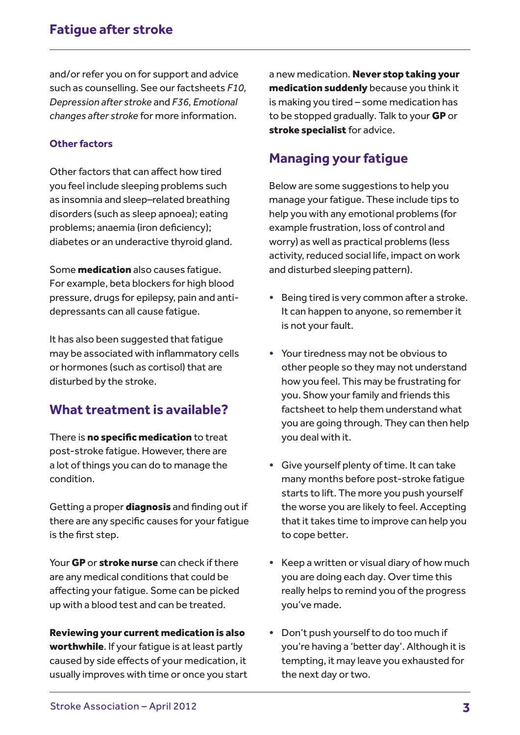and/or refer you on for support and advice such as counselling. See our factsheets *F10, Depression after stroke* and *F36, Emotional changes after stroke* for more information.

### Other factors

Other factors that can affect how tired you feel include sleeping problems such as insomnia and sleep–related breathing disorders (such as sleep apnoea); eating problems; anaemia (iron deficiency); diabetes or an underactive thyroid gland.

Some **medication** also causes fatigue. For example, beta blockers for high blood pressure, drugs for epilepsy, pain and anti-depressants can all cause fatigue.

It has also been suggested that fatigue may be associated with inflammatory cells or hormones (such as cortisol) that are disturbed by the stroke.

## What treatment is available?

There is **no specific medication** to treat post-stroke fatigue. However, there are a lot of things you can do to manage the condition.

Getting a proper **diagnosis** and finding out if there are any specific causes for your fatigue is the first step.

Your **GP** or **stroke nurse** can check if there are any medical conditions that could be affecting your fatigue. Some can be picked up with a blood test and can be treated.

**Reviewing your current medication is also worthwhile**. If your fatigue is at least partly caused by side effects of your medication, it usually improves with time or once you start a new medication. **Never stop taking your medication suddenly** because you think it is making you tired – some medication has to be stopped gradually. Talk to your **GP** or **stroke specialist** for advice.

## Managing your fatigue

Below are some suggestions to help you manage your fatigue. These include tips to help you with any emotional problems (for example frustration, loss of control and worry) as well as practical problems (less activity, reduced social life, impact on work and disturbed sleeping pattern).

- Being tired is very common after a stroke. It can happen to anyone, so remember it is not your fault.
- Your tiredness may not be obvious to other people so they may not understand how you feel. This may be frustrating for you. Show your family and friends this factsheet to help them understand what you are going through. They can then help you deal with it.
- Give yourself plenty of time. It can take many months before post-stroke fatigue starts to lift. The more you push yourself the worse you are likely to feel. Accepting that it takes time to improve can help you to cope better.
- Keep a written or visual diary of how much you are doing each day. Over time this really helps to remind you of the progress you've made.
- Don't push yourself to do too much if you're having a 'better day'. Although it is tempting, it may leave you exhausted for the next day or two.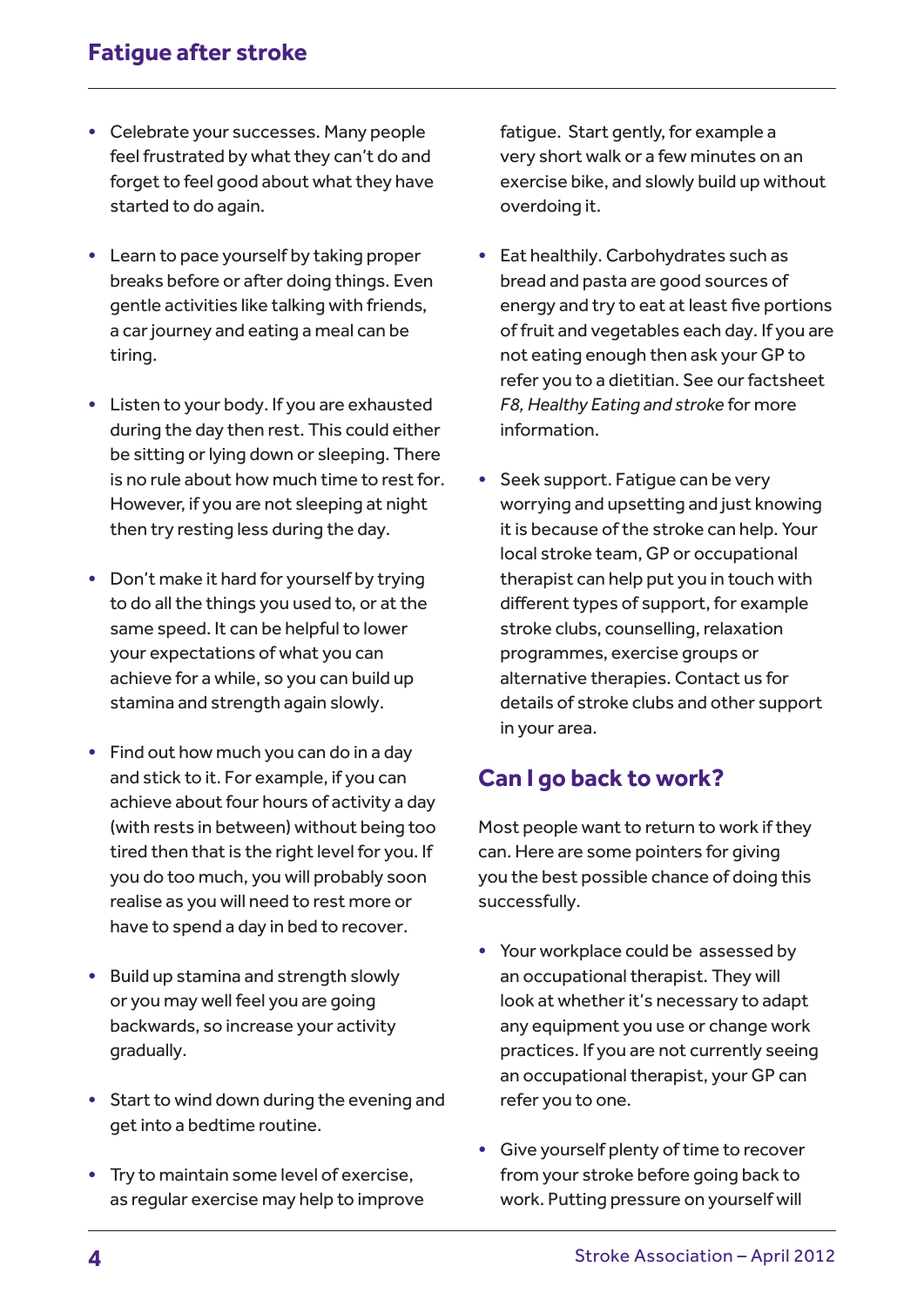- Celebrate your successes. Many people feel frustrated by what they can't do and forget to feel good about what they have started to do again.

- Learn to pace yourself by taking proper breaks before or after doing things. Even gentle activities like talking with friends, a car journey and eating a meal can be tiring.

- Listen to your body. If you are exhausted during the day then rest. This could either be sitting or lying down or sleeping. There is no rule about how much time to rest for. However, if you are not sleeping at night then try resting less during the day.

- Don't make it hard for yourself by trying to do all the things you used to, or at the same speed. It can be helpful to lower your expectations of what you can achieve for a while, so you can build up stamina and strength again slowly.

- Find out how much you can do in a day and stick to it. For example, if you can achieve about four hours of activity a day (with rests in between) without being too tired then that is the right level for you. If you do too much, you will probably soon realise as you will need to rest more or have to spend a day in bed to recover.

- Build up stamina and strength slowly or you may well feel you are going backwards, so increase your activity gradually.

- Start to wind down during the evening and get into a bedtime routine.

- Try to maintain some level of exercise, as regular exercise may help to improve fatigue. Start gently, for example a very short walk or a few minutes on an exercise bike, and slowly build up without overdoing it.

- Eat healthily. Carbohydrates such as bread and pasta are good sources of energy and try to eat at least five portions of fruit and vegetables each day. If you are not eating enough then ask your GP to refer you to a dietitian. See our factsheet *F8, Healthy Eating and stroke* for more information.

- Seek support. Fatigue can be very worrying and upsetting and just knowing it is because of the stroke can help. Your local stroke team, GP or occupational therapist can help put you in touch with different types of support, for example stroke clubs, counselling, relaxation programmes, exercise groups or alternative therapies. Contact us for details of stroke clubs and other support in your area.

## Can I go back to work?

Most people want to return to work if they can. Here are some pointers for giving you the best possible chance of doing this successfully.

- Your workplace could be assessed by an occupational therapist. They will look at whether it's necessary to adapt any equipment you use or change work practices. If you are not currently seeing an occupational therapist, your GP can refer you to one.

- Give yourself plenty of time to recover from your stroke before going back to work. Putting pressure on yourself will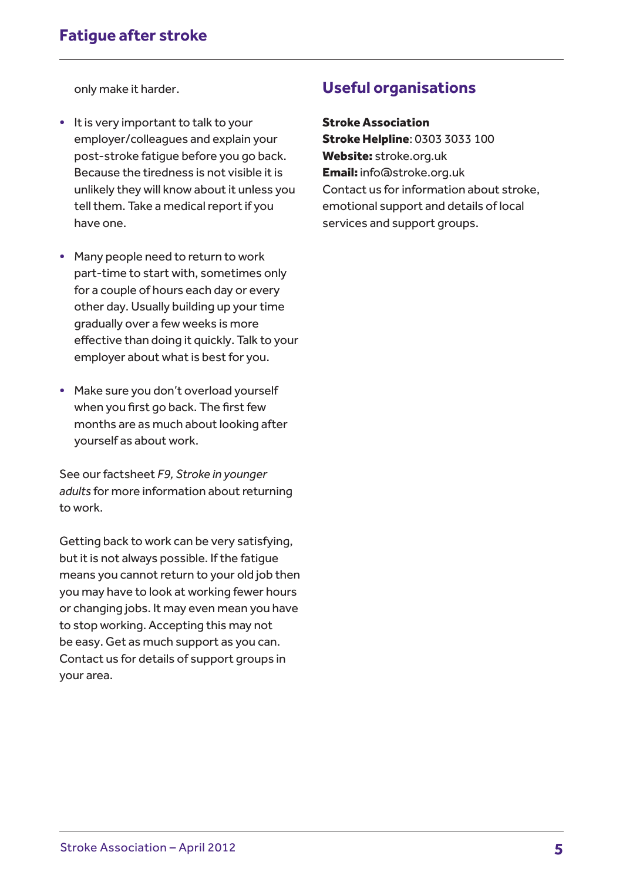only make it harder.

- It is very important to talk to your employer/colleagues and explain your post-stroke fatigue before you go back. Because the tiredness is not visible it is unlikely they will know about it unless you tell them. Take a medical report if you have one.

- Many people need to return to work part-time to start with, sometimes only for a couple of hours each day or every other day. Usually building up your time gradually over a few weeks is more effective than doing it quickly. Talk to your employer about what is best for you.

- Make sure you don't overload yourself when you first go back. The first few months are as much about looking after yourself as about work.

See our factsheet *F9, Stroke in younger adults* for more information about returning to work.

Getting back to work can be very satisfying, but it is not always possible. If the fatigue means you cannot return to your old job then you may have to look at working fewer hours or changing jobs. It may even mean you have to stop working. Accepting this may not be easy. Get as much support as you can. Contact us for details of support groups in your area.

## Useful organisations

**Stroke Association**
**Stroke Helpline**: 0303 3033 100
**Website:** stroke.org.uk
**Email:** info@stroke.org.uk
Contact us for information about stroke, emotional support and details of local services and support groups.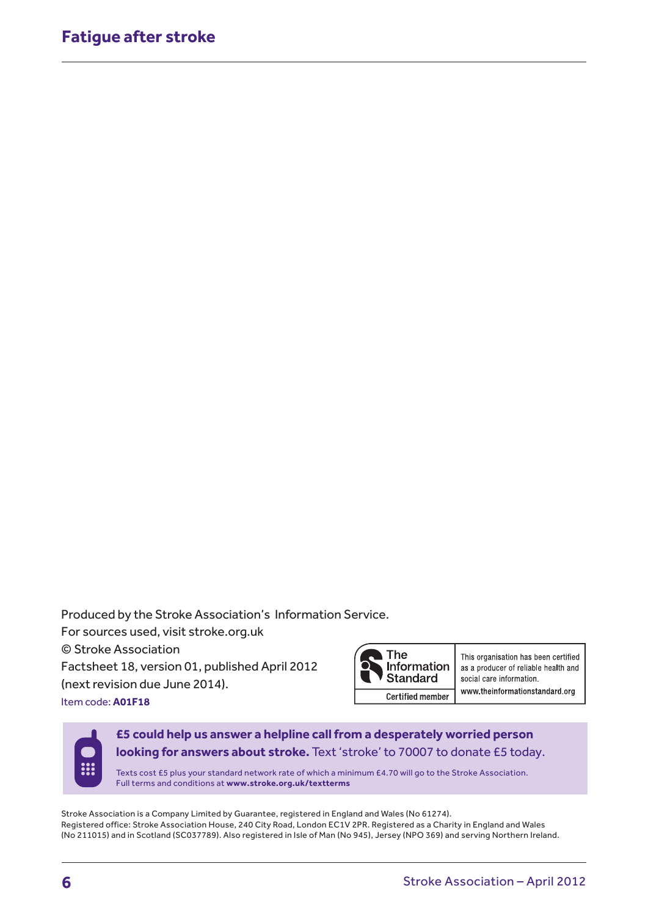Produced by the Stroke Association's Information Service.
For sources used, visit stroke.org.uk
© Stroke Association
Factsheet 18, version 01, published April 2012
(next revision due June 2014).
Item code: **A01F18**

The Information Standard
Certified member
This organisation has been certified as a producer of reliable health and social care information.
www.theinformationstandard.org

**£5 could help us answer a helpline call from a desperately worried person looking for answers about stroke.** Text 'stroke' to 70007 to donate £5 today.

Texts cost £5 plus your standard network rate of which a minimum £4.70 will go to the Stroke Association.
Full terms and conditions at **www.stroke.org.uk/textterms**

Stroke Association is a Company Limited by Guarantee, registered in England and Wales (No 61274).
Registered office: Stroke Association House, 240 City Road, London EC1V 2PR. Registered as a Charity in England and Wales (No 211015) and in Scotland (SC037789). Also registered in Isle of Man (No 945), Jersey (NPO 369) and serving Northern Ireland.